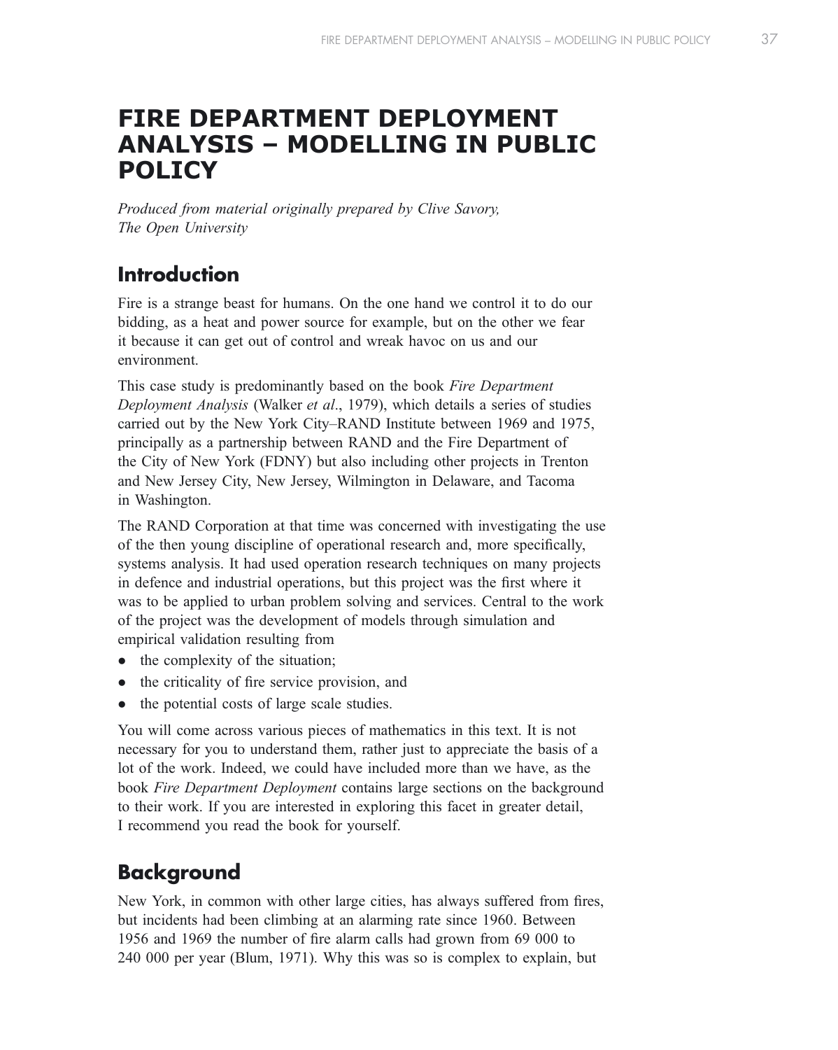# FIRE DEPARTMENT DEPLOYMENT ANALYSIS – MODELLING IN PUBLIC POLICY

*Produced from material originally prepared by Clive Savory, The Open University*

## Introduction

Fire is a strange beast for humans. On the one hand we control it to do our bidding, as a heat and power source for example, but on the other we fear it because it can get out of control and wreak havoc on us and our environment.

This case study is predominantly based on the book *Fire Department Deployment Analysis* (Walker *et al*., 1979), which details a series of studies carried out by the New York City–RAND Institute between 1969 and 1975, principally as a partnership between RAND and the Fire Department of the City of New York (FDNY) but also including other projects in Trenton and New Jersey City, New Jersey, Wilmington in Delaware, and Tacoma in Washington.

The RAND Corporation at that time was concerned with investigating the use of the then young discipline of operational research and, more specifically, systems analysis. It had used operation research techniques on many projects in defence and industrial operations, but this project was the first where it was to be applied to urban problem solving and services. Central to the work of the project was the development of models through simulation and empirical validation resulting from

- the complexity of the situation;
- the criticality of fire service provision, and
- the potential costs of large scale studies.

You will come across various pieces of mathematics in this text. It is not necessary for you to understand them, rather just to appreciate the basis of a lot of the work. Indeed, we could have included more than we have, as the book *Fire Department Deployment* contains large sections on the background to their work. If you are interested in exploring this facet in greater detail, I recommend you read the book for yourself.

## Background

New York, in common with other large cities, has always suffered from fires, but incidents had been climbing at an alarming rate since 1960. Between 1956 and 1969 the number of fire alarm calls had grown from 69 000 to 240 000 per year (Blum, 1971). Why this was so is complex to explain, but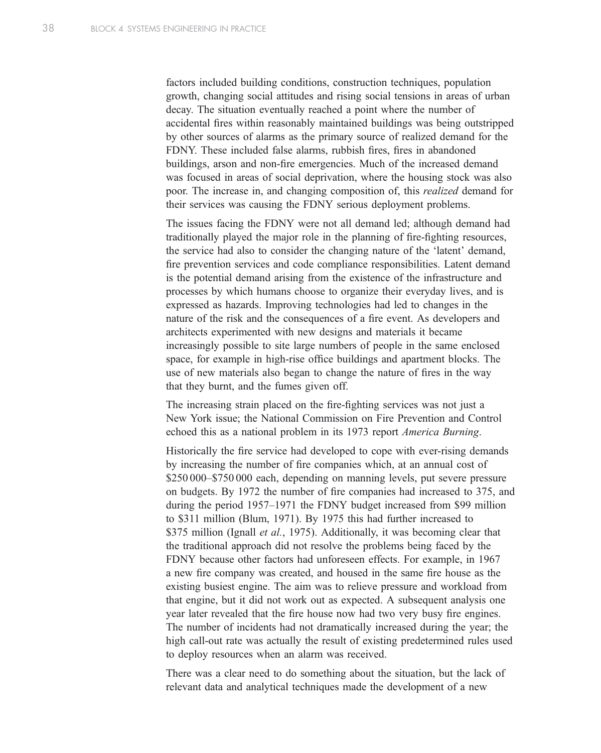factors included building conditions, construction techniques, population growth, changing social attitudes and rising social tensions in areas of urban decay. The situation eventually reached a point where the number of accidental fires within reasonably maintained buildings was being outstripped by other sources of alarms as the primary source of realized demand for the FDNY. These included false alarms, rubbish fires, fires in abandoned buildings, arson and non-fire emergencies. Much of the increased demand was focused in areas of social deprivation, where the housing stock was also poor. The increase in, and changing composition of, this *realized* demand for their services was causing the FDNY serious deployment problems.

The issues facing the FDNY were not all demand led; although demand had traditionally played the major role in the planning of fire-fighting resources, the service had also to consider the changing nature of the 'latent' demand, fire prevention services and code compliance responsibilities. Latent demand is the potential demand arising from the existence of the infrastructure and processes by which humans choose to organize their everyday lives, and is expressed as hazards. Improving technologies had led to changes in the nature of the risk and the consequences of a fire event. As developers and architects experimented with new designs and materials it became increasingly possible to site large numbers of people in the same enclosed space, for example in high-rise office buildings and apartment blocks. The use of new materials also began to change the nature of fires in the way that they burnt, and the fumes given off.

The increasing strain placed on the fire-fighting services was not just a New York issue; the National Commission on Fire Prevention and Control echoed this as a national problem in its 1973 report *America Burning*.

Historically the fire service had developed to cope with ever-rising demands by increasing the number of fire companies which, at an annual cost of \$250 000–\$750 000 each, depending on manning levels, put severe pressure on budgets. By 1972 the number of fire companies had increased to 375, and during the period 1957–1971 the FDNY budget increased from \$99 million to \$311 million (Blum, 1971). By 1975 this had further increased to \$375 million (Ignall *et al.*, 1975). Additionally, it was becoming clear that the traditional approach did not resolve the problems being faced by the FDNY because other factors had unforeseen effects. For example, in 1967 a new fire company was created, and housed in the same fire house as the existing busiest engine. The aim was to relieve pressure and workload from that engine, but it did not work out as expected. A subsequent analysis one year later revealed that the fire house now had two very busy fire engines. The number of incidents had not dramatically increased during the year; the high call-out rate was actually the result of existing predetermined rules used to deploy resources when an alarm was received.

There was a clear need to do something about the situation, but the lack of relevant data and analytical techniques made the development of a new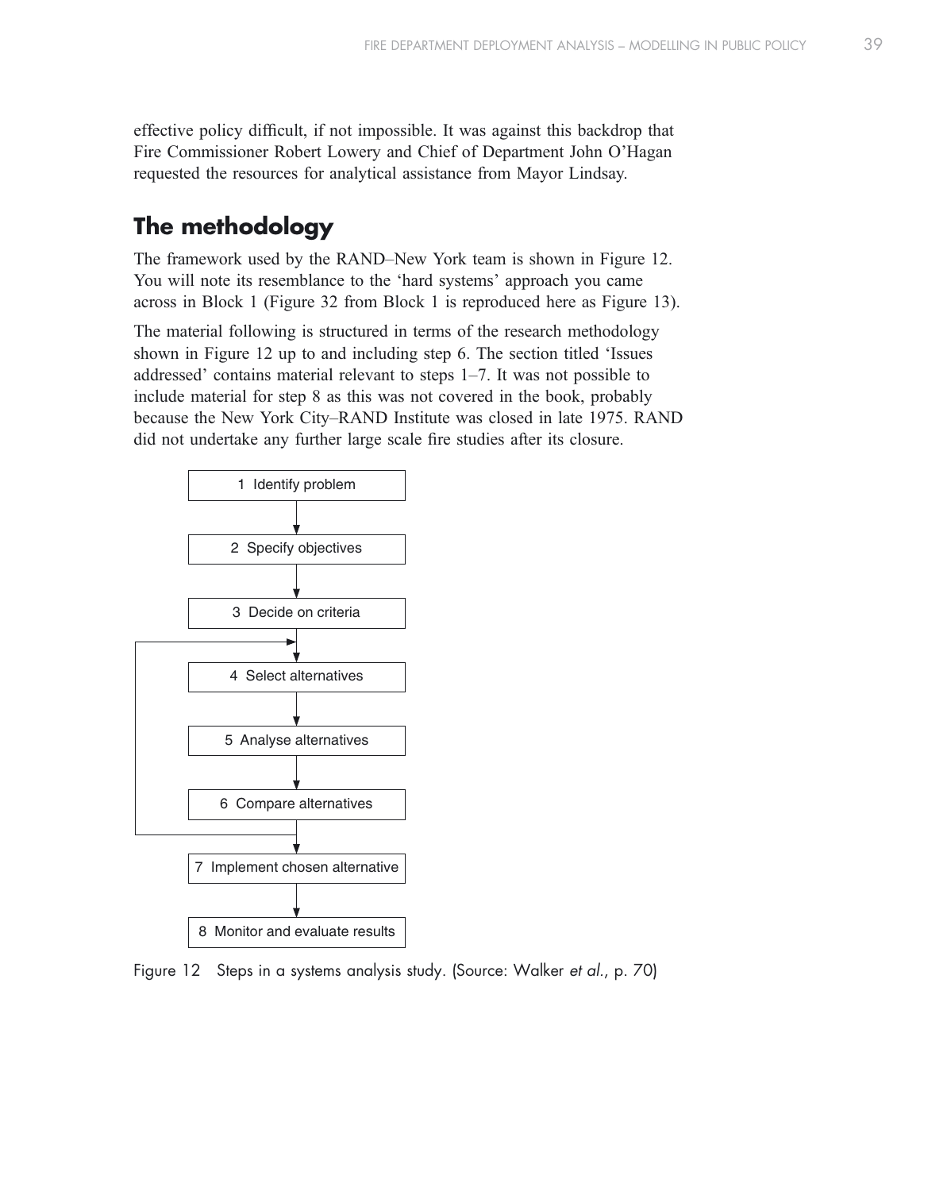effective policy difficult, if not impossible. It was against this backdrop that Fire Commissioner Robert Lowery and Chief of Department John O'Hagan requested the resources for analytical assistance from Mayor Lindsay.

## The methodology

The framework used by the RAND–New York team is shown in Figure 12. You will note its resemblance to the 'hard systems' approach you came across in Block 1 (Figure 32 from Block 1 is reproduced here as Figure 13).

The material following is structured in terms of the research methodology shown in Figure 12 up to and including step 6. The section titled 'Issues addressed' contains material relevant to steps 1–7. It was not possible to include material for step 8 as this was not covered in the book, probably because the New York City–RAND Institute was closed in late 1975. RAND did not undertake any further large scale fire studies after its closure.

1 Identify problem
2 Specify objectives
3 Decide on criteria
4 Select alternatives
5 Analyse alternatives
6 Compare alternatives
7 Implement chosen alternative
8 Monitor and evaluate results

Figure 12 Steps in a systems analysis study. (Source: Walker *et al.*, p. 70)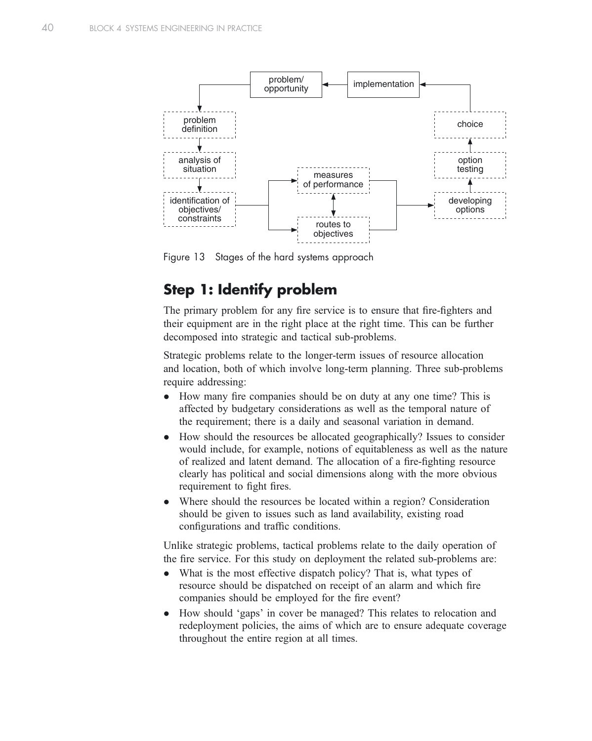Figure 13 Stages of the hard systems approach

## Step 1: Identify problem

The primary problem for any fire service is to ensure that fire-fighters and their equipment are in the right place at the right time. This can be further decomposed into strategic and tactical sub-problems.

Strategic problems relate to the longer-term issues of resource allocation and location, both of which involve long-term planning. Three sub-problems require addressing:

- How many fire companies should be on duty at any one time? This is affected by budgetary considerations as well as the temporal nature of the requirement; there is a daily and seasonal variation in demand.
- How should the resources be allocated geographically? Issues to consider would include, for example, notions of equitableness as well as the nature of realized and latent demand. The allocation of a fire-fighting resource clearly has political and social dimensions along with the more obvious requirement to fight fires.
- Where should the resources be located within a region? Consideration should be given to issues such as land availability, existing road configurations and traffic conditions.

Unlike strategic problems, tactical problems relate to the daily operation of the fire service. For this study on deployment the related sub-problems are:

- What is the most effective dispatch policy? That is, what types of resource should be dispatched on receipt of an alarm and which fire companies should be employed for the fire event?
- How should 'gaps' in cover be managed? This relates to relocation and redeployment policies, the aims of which are to ensure adequate coverage throughout the entire region at all times.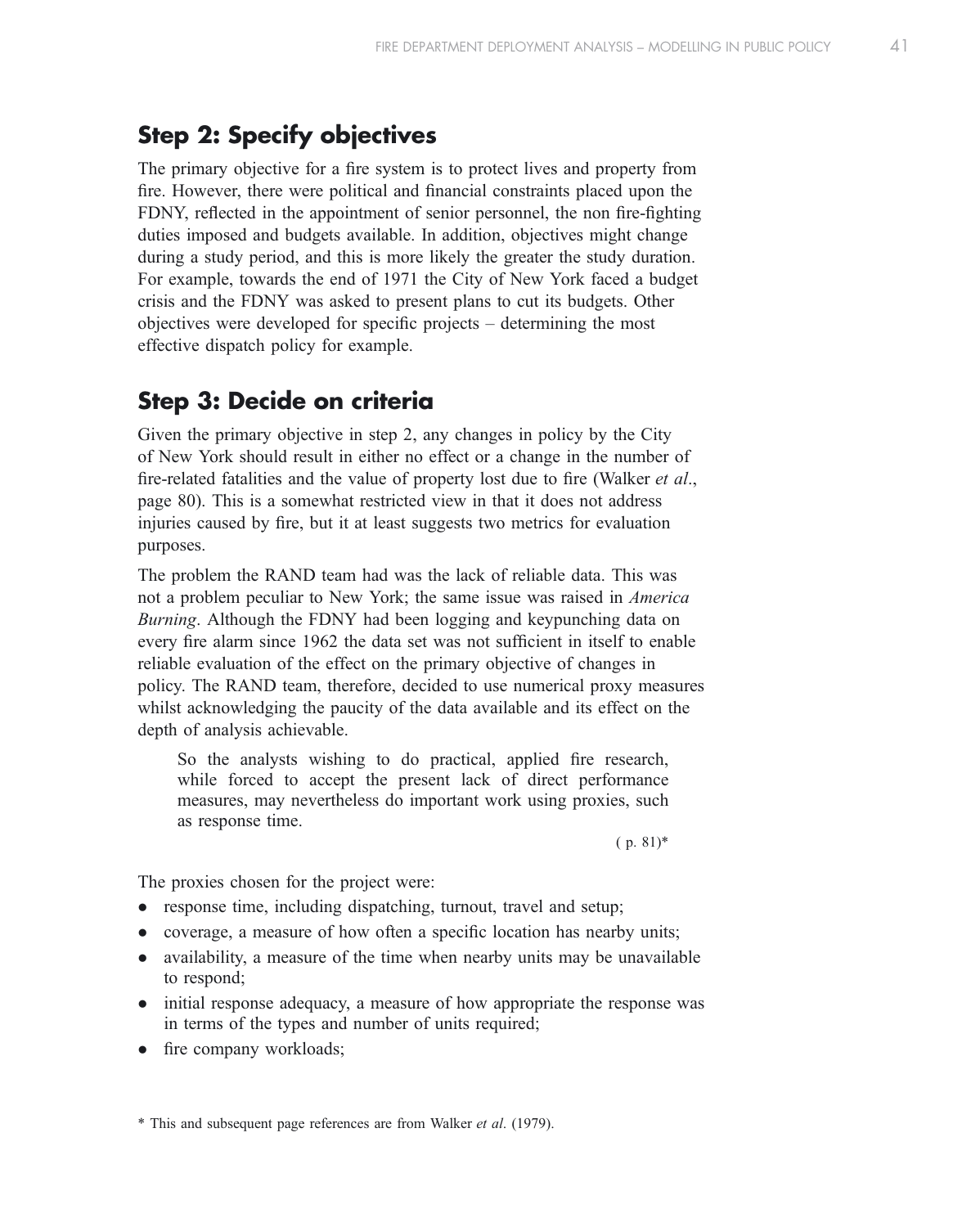## Step 2: Specify objectives

The primary objective for a fire system is to protect lives and property from fire. However, there were political and financial constraints placed upon the FDNY, reflected in the appointment of senior personnel, the non fire-fighting duties imposed and budgets available. In addition, objectives might change during a study period, and this is more likely the greater the study duration. For example, towards the end of 1971 the City of New York faced a budget crisis and the FDNY was asked to present plans to cut its budgets. Other objectives were developed for specific projects – determining the most effective dispatch policy for example.

## Step 3: Decide on criteria

Given the primary objective in step 2, any changes in policy by the City of New York should result in either no effect or a change in the number of fire-related fatalities and the value of property lost due to fire (Walker *et al*., page 80). This is a somewhat restricted view in that it does not address injuries caused by fire, but it at least suggests two metrics for evaluation purposes.

The problem the RAND team had was the lack of reliable data. This was not a problem peculiar to New York; the same issue was raised in *America Burning*. Although the FDNY had been logging and keypunching data on every fire alarm since 1962 the data set was not sufficient in itself to enable reliable evaluation of the effect on the primary objective of changes in policy. The RAND team, therefore, decided to use numerical proxy measures whilst acknowledging the paucity of the data available and its effect on the depth of analysis achievable.

> So the analysts wishing to do practical, applied fire research, while forced to accept the present lack of direct performance measures, may nevertheless do important work using proxies, such as response time.
>
> ( p. 81)*

The proxies chosen for the project were:

- response time, including dispatching, turnout, travel and setup;
- coverage, a measure of how often a specific location has nearby units;
- availability, a measure of the time when nearby units may be unavailable to respond;
- initial response adequacy, a measure of how appropriate the response was in terms of the types and number of units required;
- fire company workloads;

\* This and subsequent page references are from Walker *et al*. (1979).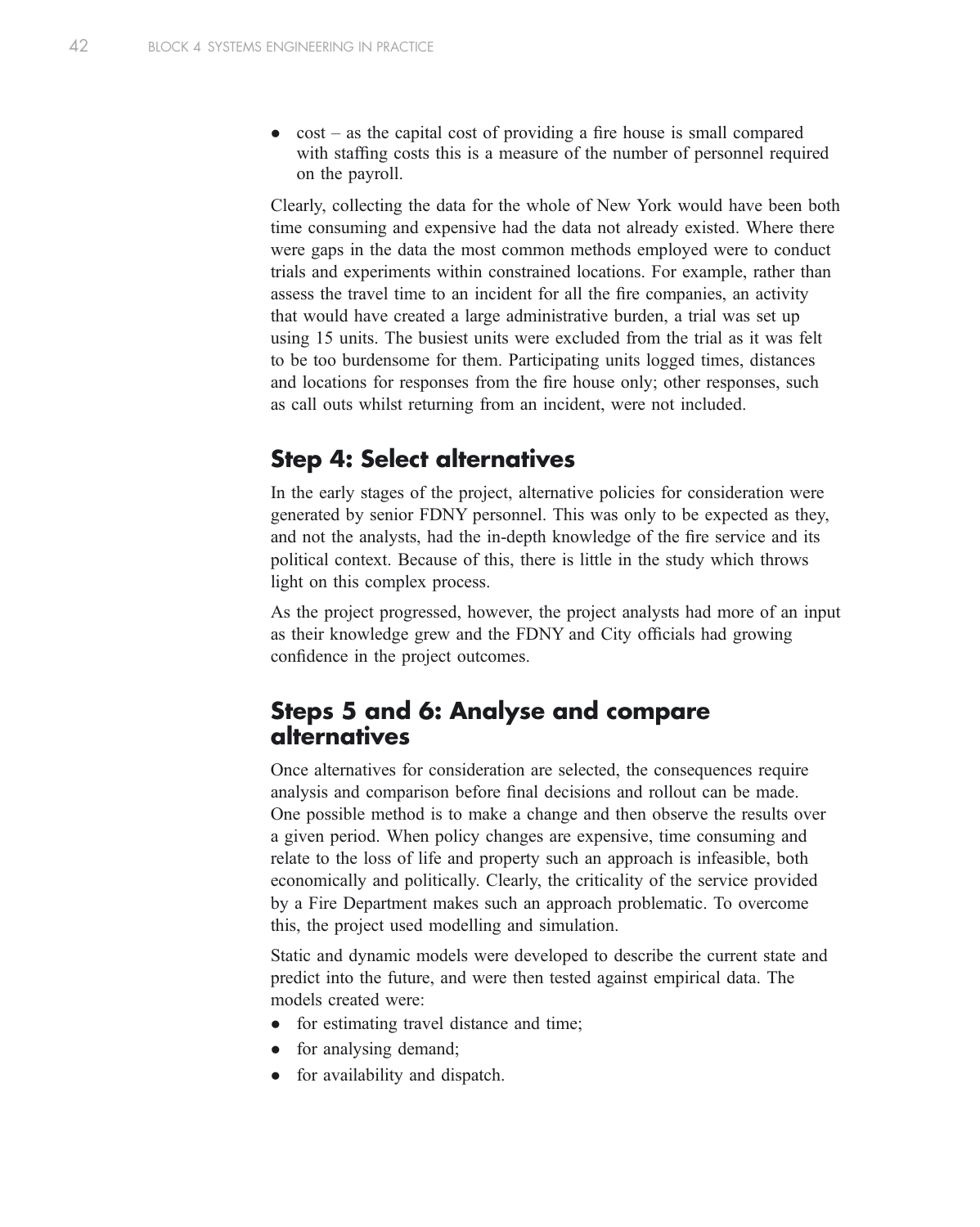- cost – as the capital cost of providing a fire house is small compared with staffing costs this is a measure of the number of personnel required on the payroll.

Clearly, collecting the data for the whole of New York would have been both time consuming and expensive had the data not already existed. Where there were gaps in the data the most common methods employed were to conduct trials and experiments within constrained locations. For example, rather than assess the travel time to an incident for all the fire companies, an activity that would have created a large administrative burden, a trial was set up using 15 units. The busiest units were excluded from the trial as it was felt to be too burdensome for them. Participating units logged times, distances and locations for responses from the fire house only; other responses, such as call outs whilst returning from an incident, were not included.

## Step 4: Select alternatives

In the early stages of the project, alternative policies for consideration were generated by senior FDNY personnel. This was only to be expected as they, and not the analysts, had the in-depth knowledge of the fire service and its political context. Because of this, there is little in the study which throws light on this complex process.

As the project progressed, however, the project analysts had more of an input as their knowledge grew and the FDNY and City officials had growing confidence in the project outcomes.

## Steps 5 and 6: Analyse and compare alternatives

Once alternatives for consideration are selected, the consequences require analysis and comparison before final decisions and rollout can be made. One possible method is to make a change and then observe the results over a given period. When policy changes are expensive, time consuming and relate to the loss of life and property such an approach is infeasible, both economically and politically. Clearly, the criticality of the service provided by a Fire Department makes such an approach problematic. To overcome this, the project used modelling and simulation.

Static and dynamic models were developed to describe the current state and predict into the future, and were then tested against empirical data. The models created were:

- for estimating travel distance and time;
- for analysing demand;
- for availability and dispatch.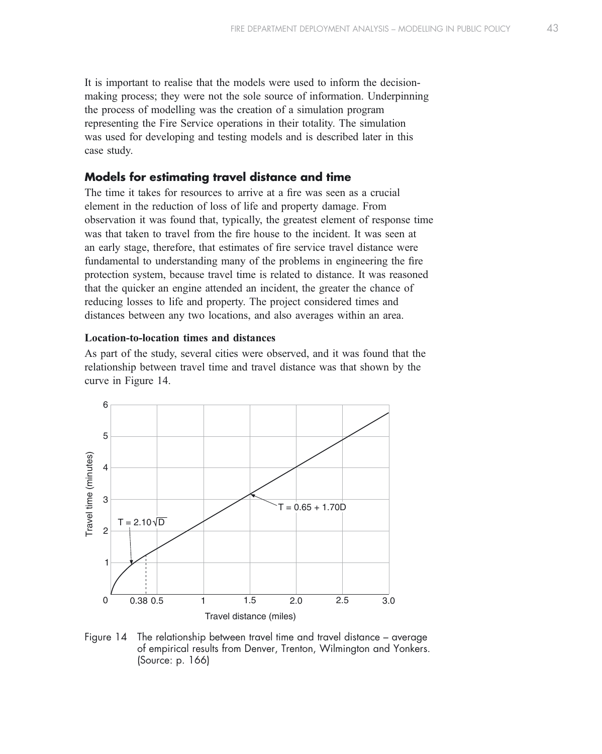It is important to realise that the models were used to inform the decision-making process; they were not the sole source of information. Underpinning the process of modelling was the creation of a simulation program representing the Fire Service operations in their totality. The simulation was used for developing and testing models and is described later in this case study.

## Models for estimating travel distance and time

The time it takes for resources to arrive at a fire was seen as a crucial element in the reduction of loss of life and property damage. From observation it was found that, typically, the greatest element of response time was that taken to travel from the fire house to the incident. It was seen at an early stage, therefore, that estimates of fire service travel distance were fundamental to understanding many of the problems in engineering the fire protection system, because travel time is related to distance. It was reasoned that the quicker an engine attended an incident, the greater the chance of reducing losses to life and property. The project considered times and distances between any two locations, and also averages within an area.

### Location-to-location times and distances

As part of the study, several cities were observed, and it was found that the relationship between travel time and travel distance was that shown by the curve in Figure 14.

Figure 14 The relationship between travel time and travel distance – average of empirical results from Denver, Trenton, Wilmington and Yonkers. (Source: p. 166)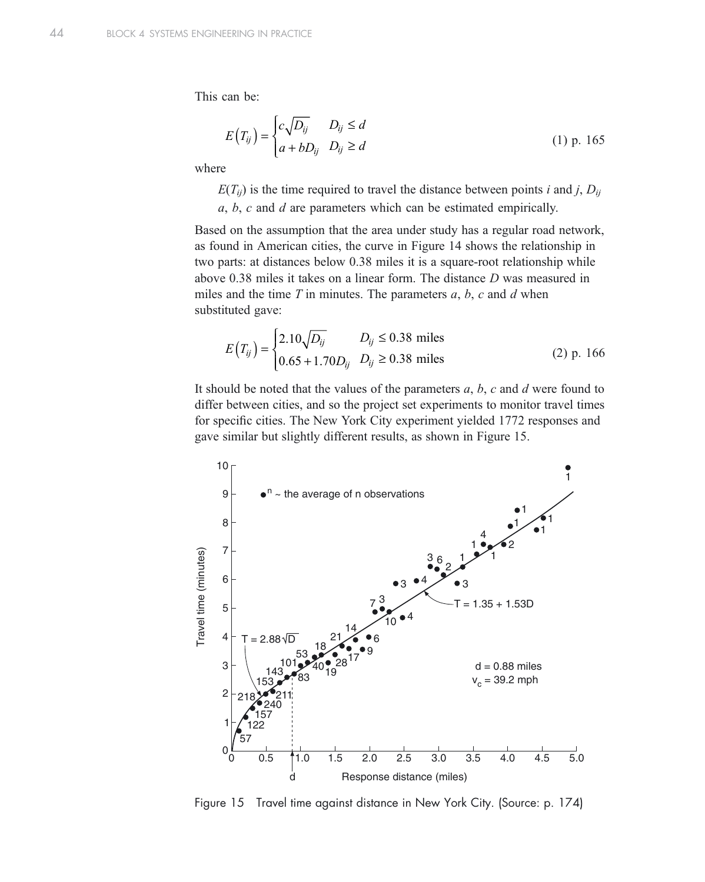This can be:

$$E\left(T_{ij}\right) = \begin{cases} c\sqrt{D_{ij}} & D_{ij} \leq d \\ a + bD_{ij} & D_{ij} \geq d \end{cases} \qquad \text{(1) p. 165}$$

where

$E(T_{ij})$ is the time required to travel the distance between points $i$ and $j$, $D_{ij}$

$a$, $b$, $c$ and $d$ are parameters which can be estimated empirically.

Based on the assumption that the area under study has a regular road network, as found in American cities, the curve in Figure 14 shows the relationship in two parts: at distances below 0.38 miles it is a square-root relationship while above 0.38 miles it takes on a linear form. The distance $D$ was measured in miles and the time $T$ in minutes. The parameters $a$, $b$, $c$ and $d$ when substituted gave:

$$E\left(T_{ij}\right) = \begin{cases} 2.10\sqrt{D_{ij}} & D_{ij} \leq 0.38 \text{ miles} \\ 0.65 + 1.70D_{ij} & D_{ij} \geq 0.38 \text{ miles} \end{cases} \qquad \text{(2) p. 166}$$

It should be noted that the values of the parameters $a$, $b$, $c$ and $d$ were found to differ between cities, and so the project set experiments to monitor travel times for specific cities. The New York City experiment yielded 1772 responses and gave similar but slightly different results, as shown in Figure 15.

Figure 15 Travel time against distance in New York City. (Source: p. 174)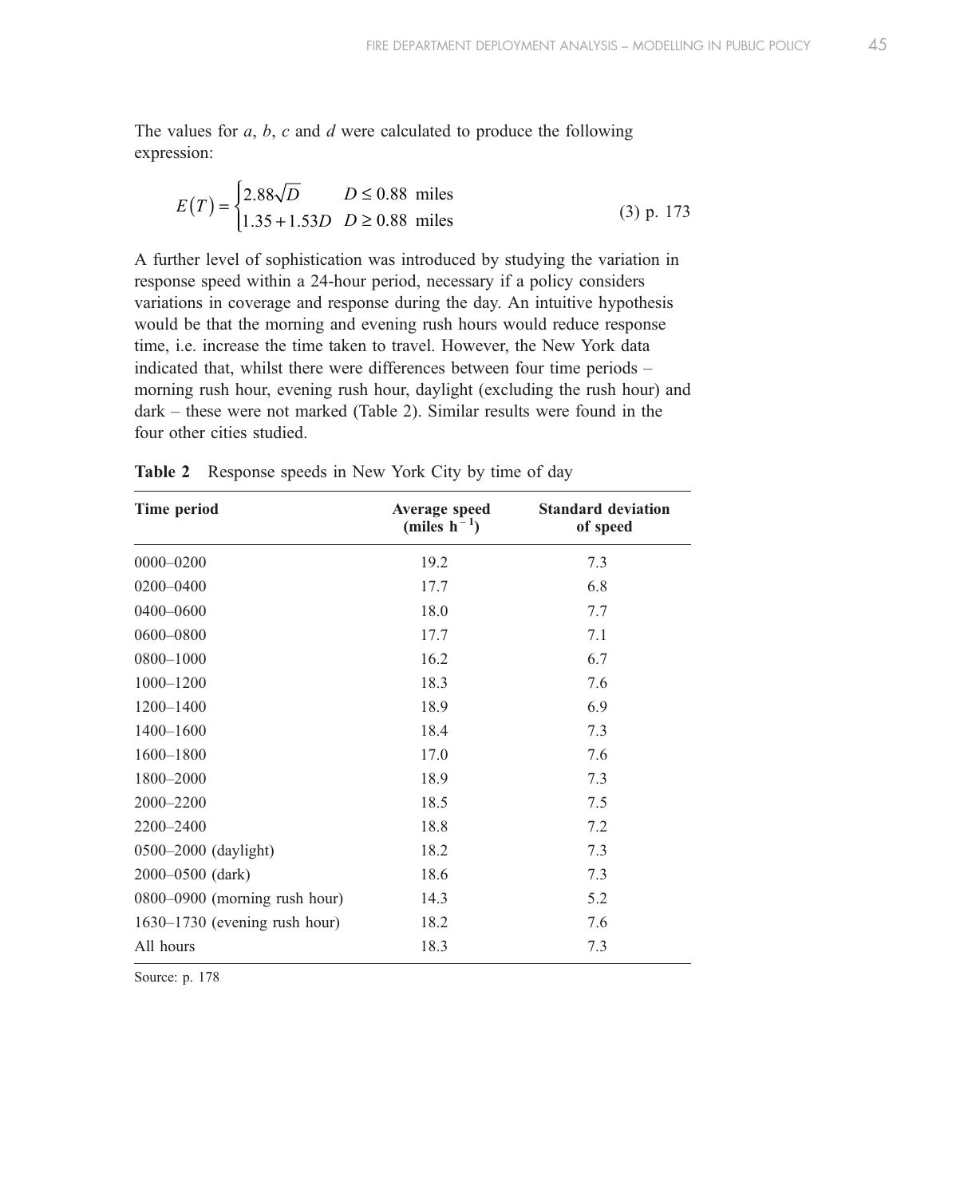The values for $a$, $b$, $c$ and $d$ were calculated to produce the following expression:

$$E(T) = \begin{cases} 2.88\sqrt{D} & D \leq 0.88 \text{ miles} \\ 1.35 + 1.53D & D \geq 0.88 \text{ miles} \end{cases} \qquad \text{(3) p. 173}$$

A further level of sophistication was introduced by studying the variation in response speed within a 24-hour period, necessary if a policy considers variations in coverage and response during the day. An intuitive hypothesis would be that the morning and evening rush hours would reduce response time, i.e. increase the time taken to travel. However, the New York data indicated that, whilst there were differences between four time periods – morning rush hour, evening rush hour, daylight (excluding the rush hour) and dark – these were not marked (Table 2). Similar results were found in the four other cities studied.

**Table 2** Response speeds in New York City by time of day

| Time period | Average speed (miles $h^{-1}$) | Standard deviation of speed |
|---|---|---|
| 0000–0200 | 19.2 | 7.3 |
| 0200–0400 | 17.7 | 6.8 |
| 0400–0600 | 18.0 | 7.7 |
| 0600–0800 | 17.7 | 7.1 |
| 0800–1000 | 16.2 | 6.7 |
| 1000–1200 | 18.3 | 7.6 |
| 1200–1400 | 18.9 | 6.9 |
| 1400–1600 | 18.4 | 7.3 |
| 1600–1800 | 17.0 | 7.6 |
| 1800–2000 | 18.9 | 7.3 |
| 2000–2200 | 18.5 | 7.5 |
| 2200–2400 | 18.8 | 7.2 |
| 0500–2000 (daylight) | 18.2 | 7.3 |
| 2000–0500 (dark) | 18.6 | 7.3 |
| 0800–0900 (morning rush hour) | 14.3 | 5.2 |
| 1630–1730 (evening rush hour) | 18.2 | 7.6 |
| All hours | 18.3 | 7.3 |

Source: p. 178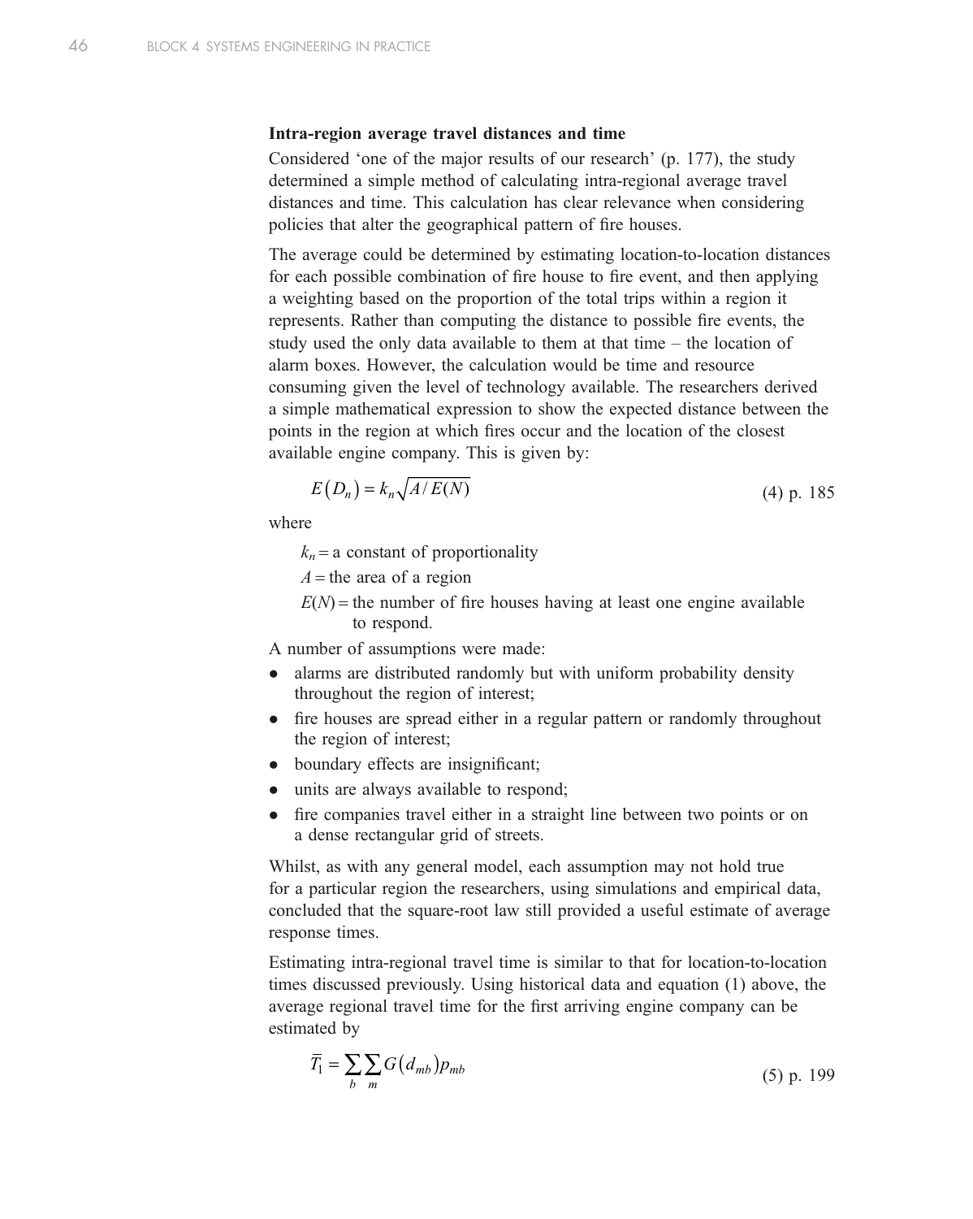### Intra-region average travel distances and time

Considered 'one of the major results of our research' (p. 177), the study determined a simple method of calculating intra-regional average travel distances and time. This calculation has clear relevance when considering policies that alter the geographical pattern of fire houses.

The average could be determined by estimating location-to-location distances for each possible combination of fire house to fire event, and then applying a weighting based on the proportion of the total trips within a region it represents. Rather than computing the distance to possible fire events, the study used the only data available to them at that time – the location of alarm boxes. However, the calculation would be time and resource consuming given the level of technology available. The researchers derived a simple mathematical expression to show the expected distance between the points in the region at which fires occur and the location of the closest available engine company. This is given by:

$$E(D_n) = k_n \sqrt{A/E(N)} \qquad \text{(4) p. 185}$$

where

$k_n$ = a constant of proportionality

$A$ = the area of a region

$E(N)$ = the number of fire houses having at least one engine available to respond.

A number of assumptions were made:

- alarms are distributed randomly but with uniform probability density throughout the region of interest;
- fire houses are spread either in a regular pattern or randomly throughout the region of interest;
- boundary effects are insignificant;
- units are always available to respond;
- fire companies travel either in a straight line between two points or on a dense rectangular grid of streets.

Whilst, as with any general model, each assumption may not hold true for a particular region the researchers, using simulations and empirical data, concluded that the square-root law still provided a useful estimate of average response times.

Estimating intra-regional travel time is similar to that for location-to-location times discussed previously. Using historical data and equation (1) above, the average regional travel time for the first arriving engine company can be estimated by

$$\overline{T}_1 = \sum_b \sum_m G(d_{mb}) p_{mb} \qquad \text{(5) p. 199}$$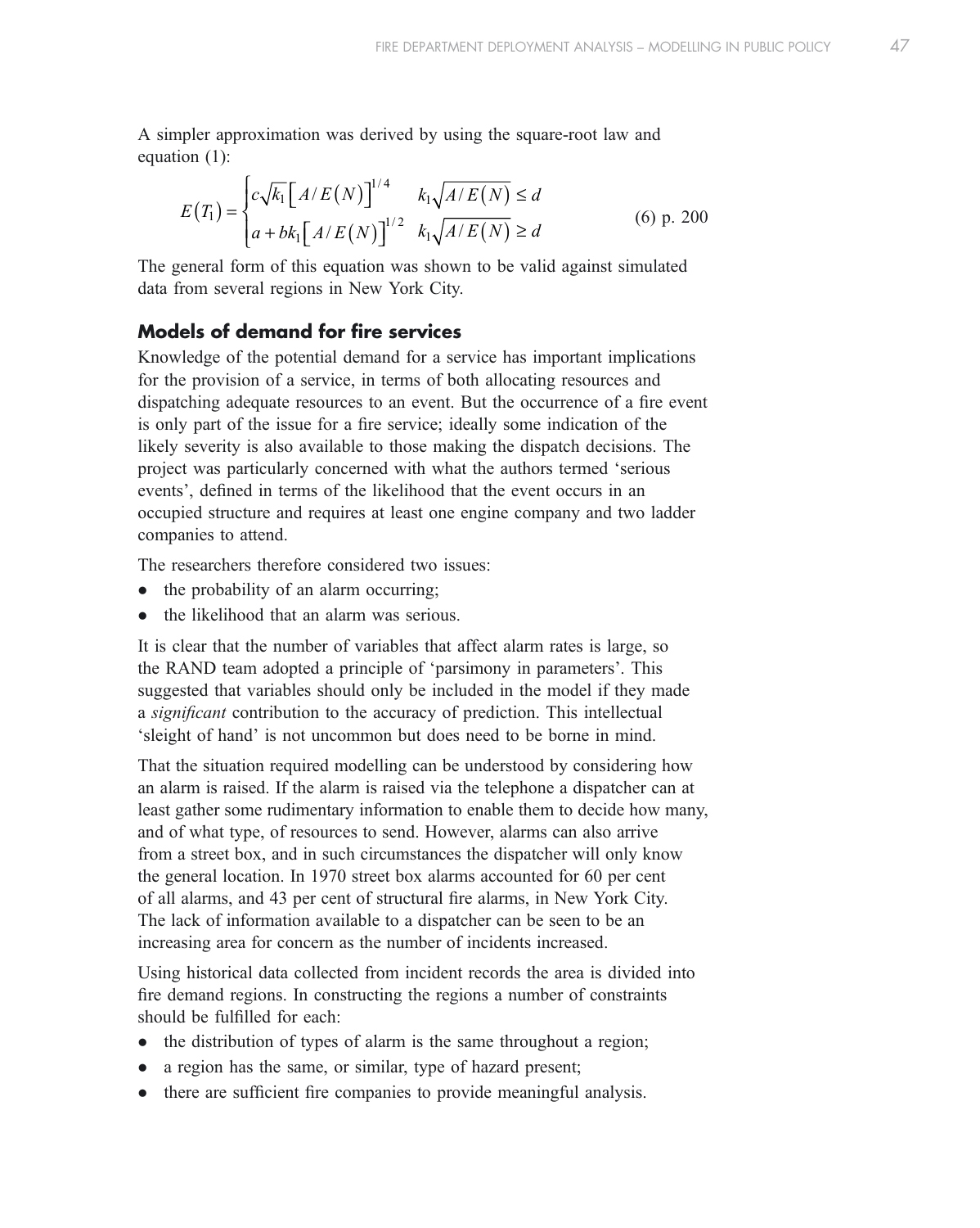A simpler approximation was derived by using the square-root law and equation (1):

$$E(T_1) = \begin{cases} c\sqrt{k_1}\left[A/E(N)\right]^{1/4} & k_1\sqrt{A/E(N)} \le d \\ a + bk_1\left[A/E(N)\right]^{1/2} & k_1\sqrt{A/E(N)} \ge d \end{cases} \qquad \text{(6) p. 200}$$

The general form of this equation was shown to be valid against simulated data from several regions in New York City.

### Models of demand for fire services

Knowledge of the potential demand for a service has important implications for the provision of a service, in terms of both allocating resources and dispatching adequate resources to an event. But the occurrence of a fire event is only part of the issue for a fire service; ideally some indication of the likely severity is also available to those making the dispatch decisions. The project was particularly concerned with what the authors termed 'serious events', defined in terms of the likelihood that the event occurs in an occupied structure and requires at least one engine company and two ladder companies to attend.

The researchers therefore considered two issues:

- the probability of an alarm occurring;
- the likelihood that an alarm was serious.

It is clear that the number of variables that affect alarm rates is large, so the RAND team adopted a principle of 'parsimony in parameters'. This suggested that variables should only be included in the model if they made a *significant* contribution to the accuracy of prediction. This intellectual 'sleight of hand' is not uncommon but does need to be borne in mind.

That the situation required modelling can be understood by considering how an alarm is raised. If the alarm is raised via the telephone a dispatcher can at least gather some rudimentary information to enable them to decide how many, and of what type, of resources to send. However, alarms can also arrive from a street box, and in such circumstances the dispatcher will only know the general location. In 1970 street box alarms accounted for 60 per cent of all alarms, and 43 per cent of structural fire alarms, in New York City. The lack of information available to a dispatcher can be seen to be an increasing area for concern as the number of incidents increased.

Using historical data collected from incident records the area is divided into fire demand regions. In constructing the regions a number of constraints should be fulfilled for each:

- the distribution of types of alarm is the same throughout a region;
- a region has the same, or similar, type of hazard present;
- there are sufficient fire companies to provide meaningful analysis.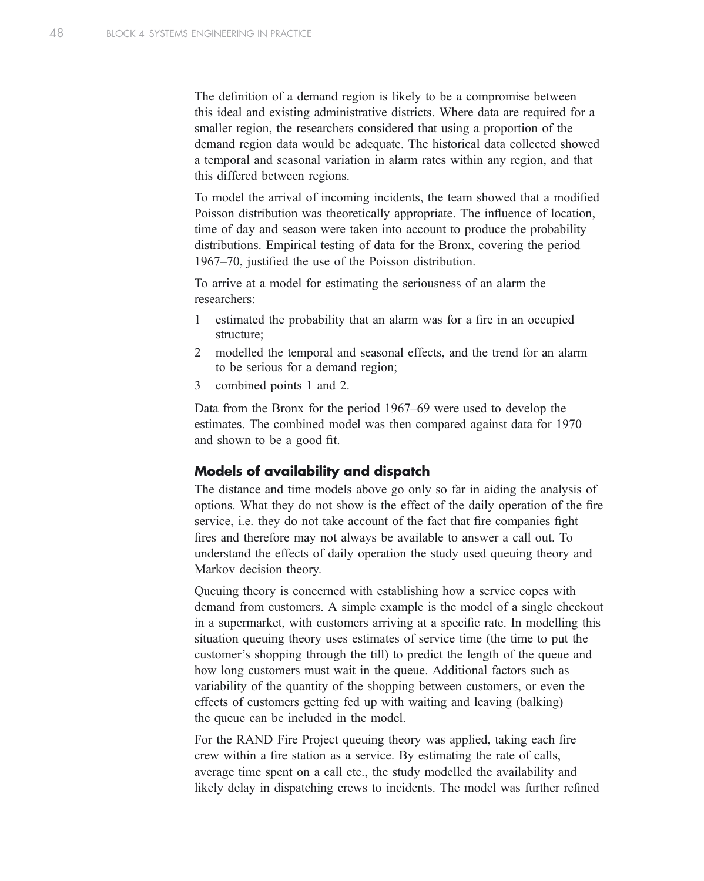The definition of a demand region is likely to be a compromise between this ideal and existing administrative districts. Where data are required for a smaller region, the researchers considered that using a proportion of the demand region data would be adequate. The historical data collected showed a temporal and seasonal variation in alarm rates within any region, and that this differed between regions.

To model the arrival of incoming incidents, the team showed that a modified Poisson distribution was theoretically appropriate. The influence of location, time of day and season were taken into account to produce the probability distributions. Empirical testing of data for the Bronx, covering the period 1967–70, justified the use of the Poisson distribution.

To arrive at a model for estimating the seriousness of an alarm the researchers:

1. estimated the probability that an alarm was for a fire in an occupied structure;
2. modelled the temporal and seasonal effects, and the trend for an alarm to be serious for a demand region;
3. combined points 1 and 2.

Data from the Bronx for the period 1967–69 were used to develop the estimates. The combined model was then compared against data for 1970 and shown to be a good fit.

### Models of availability and dispatch

The distance and time models above go only so far in aiding the analysis of options. What they do not show is the effect of the daily operation of the fire service, i.e. they do not take account of the fact that fire companies fight fires and therefore may not always be available to answer a call out. To understand the effects of daily operation the study used queuing theory and Markov decision theory.

Queuing theory is concerned with establishing how a service copes with demand from customers. A simple example is the model of a single checkout in a supermarket, with customers arriving at a specific rate. In modelling this situation queuing theory uses estimates of service time (the time to put the customer's shopping through the till) to predict the length of the queue and how long customers must wait in the queue. Additional factors such as variability of the quantity of the shopping between customers, or even the effects of customers getting fed up with waiting and leaving (balking) the queue can be included in the model.

For the RAND Fire Project queuing theory was applied, taking each fire crew within a fire station as a service. By estimating the rate of calls, average time spent on a call etc., the study modelled the availability and likely delay in dispatching crews to incidents. The model was further refined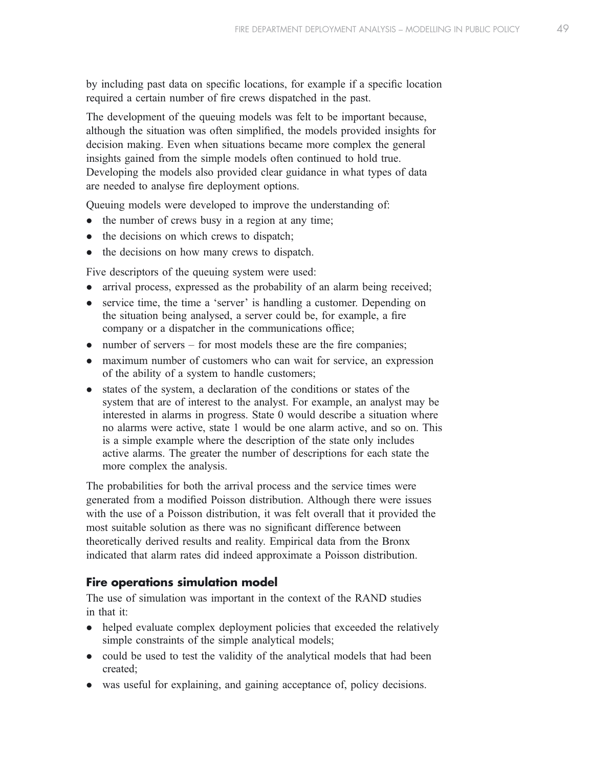by including past data on specific locations, for example if a specific location required a certain number of fire crews dispatched in the past.

The development of the queuing models was felt to be important because, although the situation was often simplified, the models provided insights for decision making. Even when situations became more complex the general insights gained from the simple models often continued to hold true. Developing the models also provided clear guidance in what types of data are needed to analyse fire deployment options.

Queuing models were developed to improve the understanding of:

- the number of crews busy in a region at any time;
- the decisions on which crews to dispatch;
- the decisions on how many crews to dispatch.

Five descriptors of the queuing system were used:

- arrival process, expressed as the probability of an alarm being received;
- service time, the time a 'server' is handling a customer. Depending on the situation being analysed, a server could be, for example, a fire company or a dispatcher in the communications office;
- number of servers – for most models these are the fire companies;
- maximum number of customers who can wait for service, an expression of the ability of a system to handle customers;
- states of the system, a declaration of the conditions or states of the system that are of interest to the analyst. For example, an analyst may be interested in alarms in progress. State 0 would describe a situation where no alarms were active, state 1 would be one alarm active, and so on. This is a simple example where the description of the state only includes active alarms. The greater the number of descriptions for each state the more complex the analysis.

The probabilities for both the arrival process and the service times were generated from a modified Poisson distribution. Although there were issues with the use of a Poisson distribution, it was felt overall that it provided the most suitable solution as there was no significant difference between theoretically derived results and reality. Empirical data from the Bronx indicated that alarm rates did indeed approximate a Poisson distribution.

## Fire operations simulation model

The use of simulation was important in the context of the RAND studies in that it:

- helped evaluate complex deployment policies that exceeded the relatively simple constraints of the simple analytical models;
- could be used to test the validity of the analytical models that had been created;
- was useful for explaining, and gaining acceptance of, policy decisions.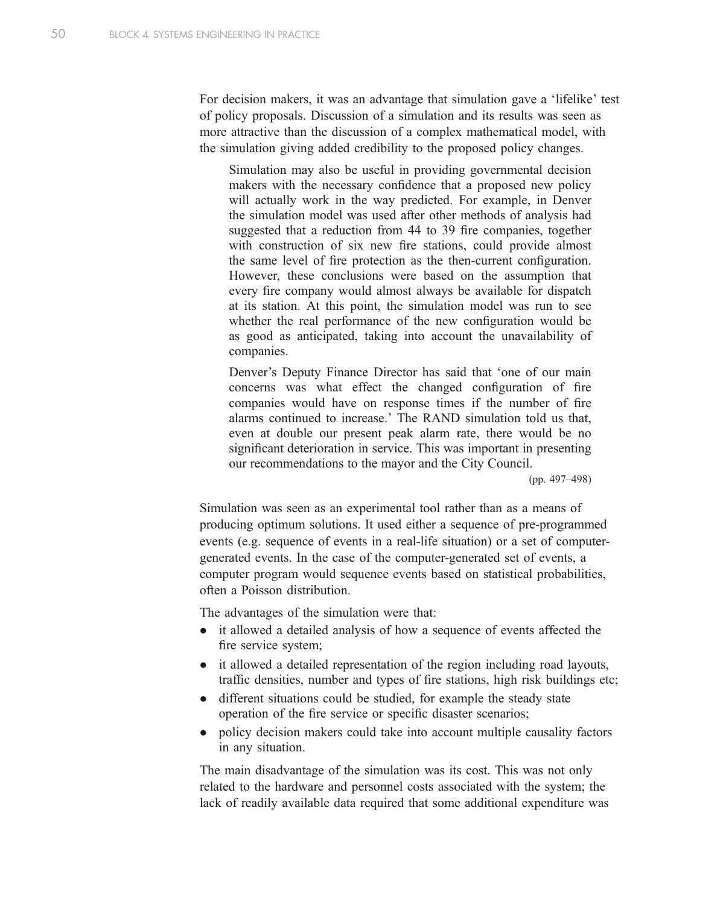For decision makers, it was an advantage that simulation gave a 'lifelike' test of policy proposals. Discussion of a simulation and its results was seen as more attractive than the discussion of a complex mathematical model, with the simulation giving added credibility to the proposed policy changes.

> Simulation may also be useful in providing governmental decision makers with the necessary confidence that a proposed new policy will actually work in the way predicted. For example, in Denver the simulation model was used after other methods of analysis had suggested that a reduction from 44 to 39 fire companies, together with construction of six new fire stations, could provide almost the same level of fire protection as the then-current configuration. However, these conclusions were based on the assumption that every fire company would almost always be available for dispatch at its station. At this point, the simulation model was run to see whether the real performance of the new configuration would be as good as anticipated, taking into account the unavailability of companies.
>
> Denver's Deputy Finance Director has said that 'one of our main concerns was what effect the changed configuration of fire companies would have on response times if the number of fire alarms continued to increase.' The RAND simulation told us that, even at double our present peak alarm rate, there would be no significant deterioration in service. This was important in presenting our recommendations to the mayor and the City Council.
>
> (pp. 497–498)

Simulation was seen as an experimental tool rather than as a means of producing optimum solutions. It used either a sequence of pre-programmed events (e.g. sequence of events in a real-life situation) or a set of computer-generated events. In the case of the computer-generated set of events, a computer program would sequence events based on statistical probabilities, often a Poisson distribution.

The advantages of the simulation were that:

- it allowed a detailed analysis of how a sequence of events affected the fire service system;
- it allowed a detailed representation of the region including road layouts, traffic densities, number and types of fire stations, high risk buildings etc;
- different situations could be studied, for example the steady state operation of the fire service or specific disaster scenarios;
- policy decision makers could take into account multiple causality factors in any situation.

The main disadvantage of the simulation was its cost. This was not only related to the hardware and personnel costs associated with the system; the lack of readily available data required that some additional expenditure was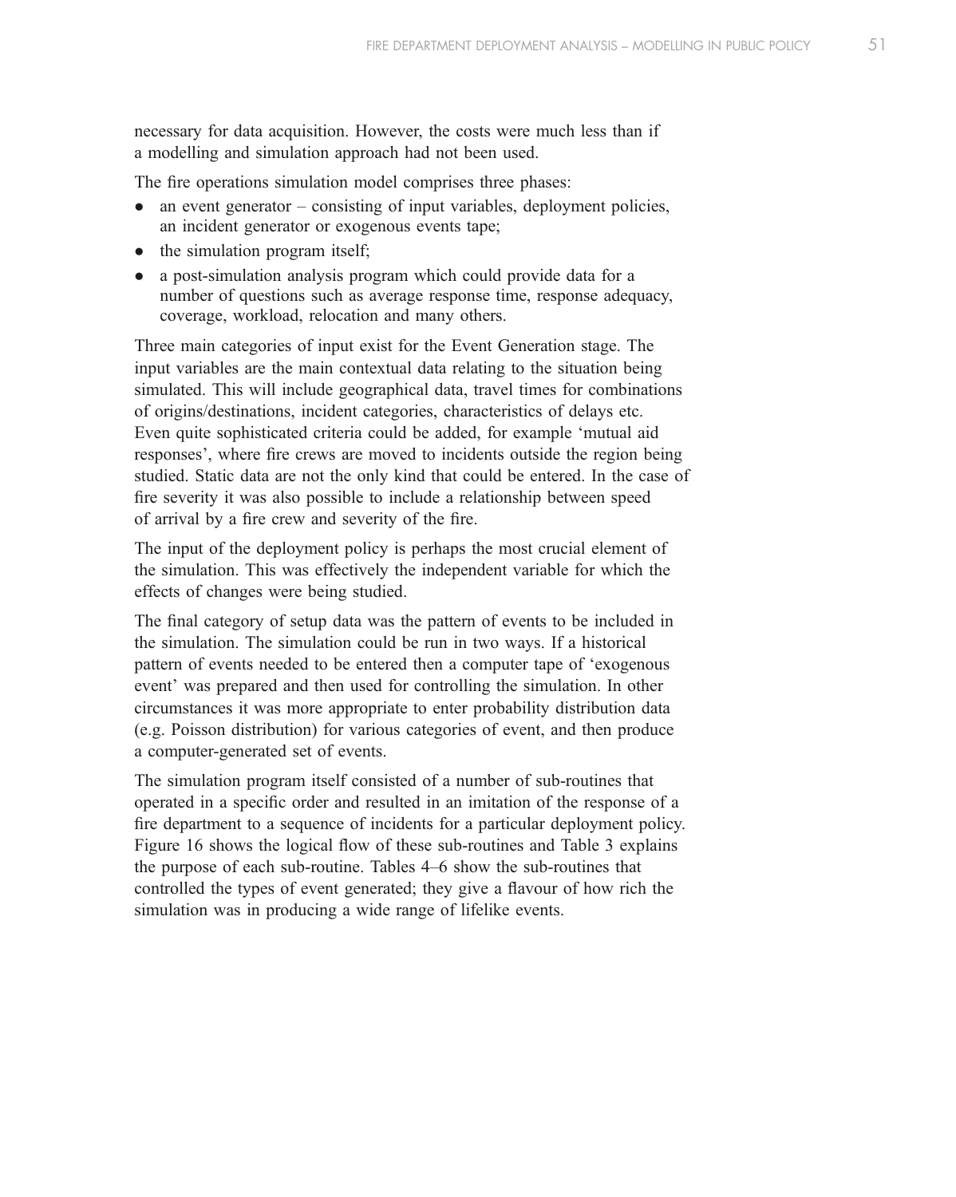necessary for data acquisition. However, the costs were much less than if a modelling and simulation approach had not been used.

The fire operations simulation model comprises three phases:

- an event generator – consisting of input variables, deployment policies, an incident generator or exogenous events tape;
- the simulation program itself;
- a post-simulation analysis program which could provide data for a number of questions such as average response time, response adequacy, coverage, workload, relocation and many others.

Three main categories of input exist for the Event Generation stage. The input variables are the main contextual data relating to the situation being simulated. This will include geographical data, travel times for combinations of origins/destinations, incident categories, characteristics of delays etc. Even quite sophisticated criteria could be added, for example 'mutual aid responses', where fire crews are moved to incidents outside the region being studied. Static data are not the only kind that could be entered. In the case of fire severity it was also possible to include a relationship between speed of arrival by a fire crew and severity of the fire.

The input of the deployment policy is perhaps the most crucial element of the simulation. This was effectively the independent variable for which the effects of changes were being studied.

The final category of setup data was the pattern of events to be included in the simulation. The simulation could be run in two ways. If a historical pattern of events needed to be entered then a computer tape of 'exogenous event' was prepared and then used for controlling the simulation. In other circumstances it was more appropriate to enter probability distribution data (e.g. Poisson distribution) for various categories of event, and then produce a computer-generated set of events.

The simulation program itself consisted of a number of sub-routines that operated in a specific order and resulted in an imitation of the response of a fire department to a sequence of incidents for a particular deployment policy. Figure 16 shows the logical flow of these sub-routines and Table 3 explains the purpose of each sub-routine. Tables 4–6 show the sub-routines that controlled the types of event generated; they give a flavour of how rich the simulation was in producing a wide range of lifelike events.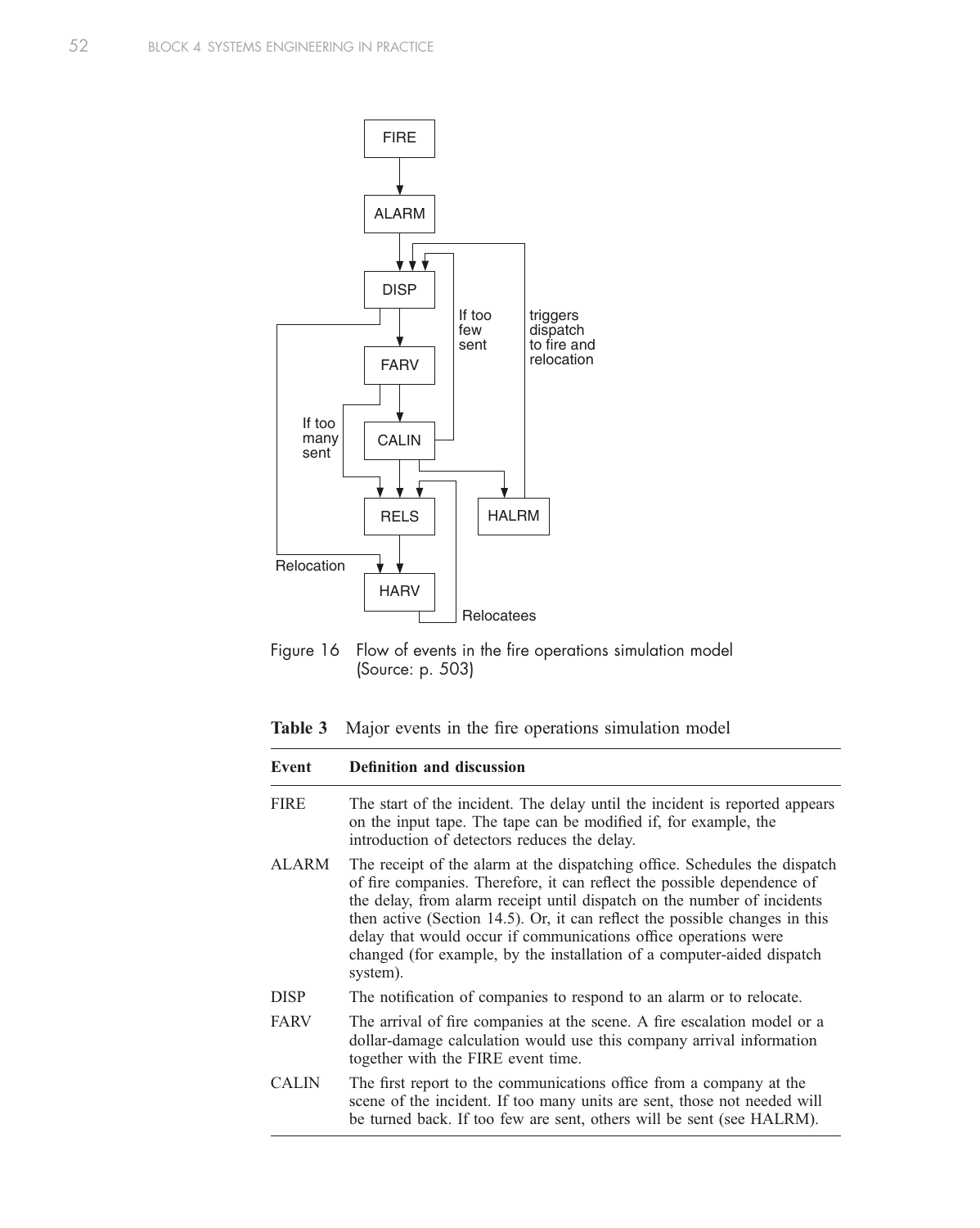Figure 16 Flow of events in the fire operations simulation model (Source: p. 503)

**Table 3** Major events in the fire operations simulation model

| Event | Definition and discussion |
|---|---|
| FIRE | The start of the incident. The delay until the incident is reported appears on the input tape. The tape can be modified if, for example, the introduction of detectors reduces the delay. |
| ALARM | The receipt of the alarm at the dispatching office. Schedules the dispatch of fire companies. Therefore, it can reflect the possible dependence of the delay, from alarm receipt until dispatch on the number of incidents then active (Section 14.5). Or, it can reflect the possible changes in this delay that would occur if communications office operations were changed (for example, by the installation of a computer-aided dispatch system). |
| DISP | The notification of companies to respond to an alarm or to relocate. |
| FARV | The arrival of fire companies at the scene. A fire escalation model or a dollar-damage calculation would use this company arrival information together with the FIRE event time. |
| CALIN | The first report to the communications office from a company at the scene of the incident. If too many units are sent, those not needed will be turned back. If too few are sent, others will be sent (see HALRM). |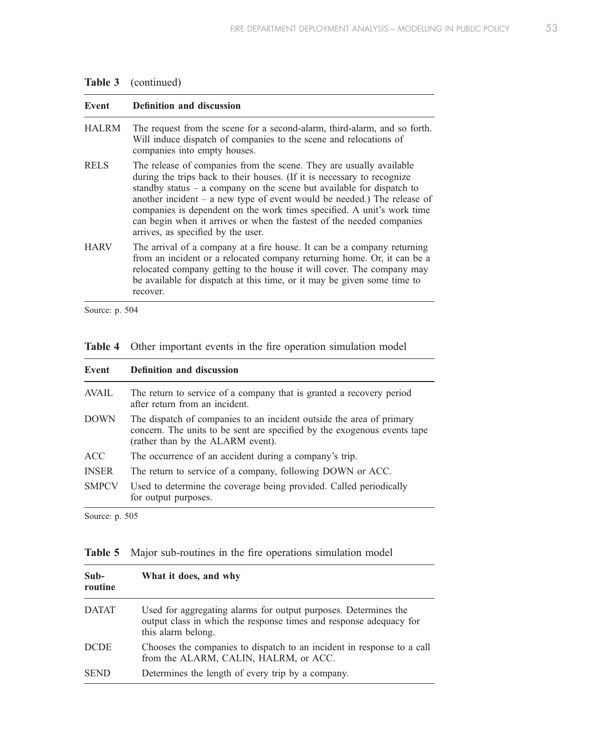**Table 3** (continued)

| Event | Definition and discussion |
| --- | --- |
| HALRM | The request from the scene for a second-alarm, third-alarm, and so forth. Will induce dispatch of companies to the scene and relocations of companies into empty houses. |
| RELS | The release of companies from the scene. They are usually available during the trips back to their houses. (If it is necessary to recognize standby status – a company on the scene but available for dispatch to another incident – a new type of event would be needed.) The release of companies is dependent on the work times specified. A unit's work time can begin when it arrives or when the fastest of the needed companies arrives, as specified by the user. |
| HARV | The arrival of a company at a fire house. It can be a company returning from an incident or a relocated company returning home. Or, it can be a relocated company getting to the house it will cover. The company may be available for dispatch at this time, or it may be given some time to recover. |

Source: p. 504

**Table 4** Other important events in the fire operation simulation model

| Event | Definition and discussion |
| --- | --- |
| AVAIL | The return to service of a company that is granted a recovery period after return from an incident. |
| DOWN | The dispatch of companies to an incident outside the area of primary concern. The units to be sent are specified by the exogenous events tape (rather than by the ALARM event). |
| ACC | The occurrence of an accident during a company's trip. |
| INSER | The return to service of a company, following DOWN or ACC. |
| SMPCV | Used to determine the coverage being provided. Called periodically for output purposes. |

Source: p. 505

**Table 5** Major sub-routines in the fire operations simulation model

| Sub-routine | What it does, and why |
| --- | --- |
| DATAT | Used for aggregating alarms for output purposes. Determines the output class in which the response times and response adequacy for this alarm belong. |
| DCDE | Chooses the companies to dispatch to an incident in response to a call from the ALARM, CALIN, HALRM, or ACC. |
| SEND | Determines the length of every trip by a company. |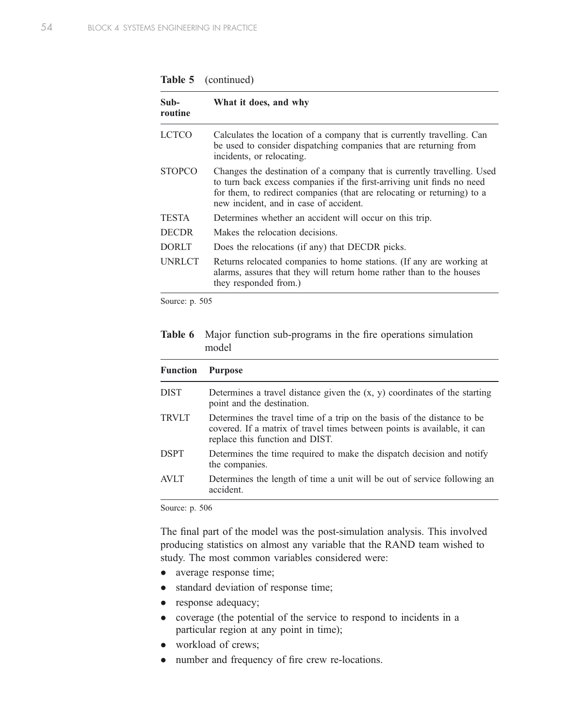**Table 5** (continued)

| Sub-routine | What it does, and why |
|---|---|
| LCTCO | Calculates the location of a company that is currently travelling. Can be used to consider dispatching companies that are returning from incidents, or relocating. |
| STOPCO | Changes the destination of a company that is currently travelling. Used to turn back excess companies if the first-arriving unit finds no need for them, to redirect companies (that are relocating or returning) to a new incident, and in case of accident. |
| TESTA | Determines whether an accident will occur on this trip. |
| DECDR | Makes the relocation decisions. |
| DORLT | Does the relocations (if any) that DECDR picks. |
| UNRLCT | Returns relocated companies to home stations. (If any are working at alarms, assures that they will return home rather than to the houses they responded from.) |

Source: p. 505

**Table 6** Major function sub-programs in the fire operations simulation model

| Function | Purpose |
|---|---|
| DIST | Determines a travel distance given the (x, y) coordinates of the starting point and the destination. |
| TRVLT | Determines the travel time of a trip on the basis of the distance to be covered. If a matrix of travel times between points is available, it can replace this function and DIST. |
| DSPT | Determines the time required to make the dispatch decision and notify the companies. |
| AVLT | Determines the length of time a unit will be out of service following an accident. |

Source: p. 506

The final part of the model was the post-simulation analysis. This involved producing statistics on almost any variable that the RAND team wished to study. The most common variables considered were:

- average response time;
- standard deviation of response time;
- response adequacy;
- coverage (the potential of the service to respond to incidents in a particular region at any point in time);
- workload of crews;
- number and frequency of fire crew re-locations.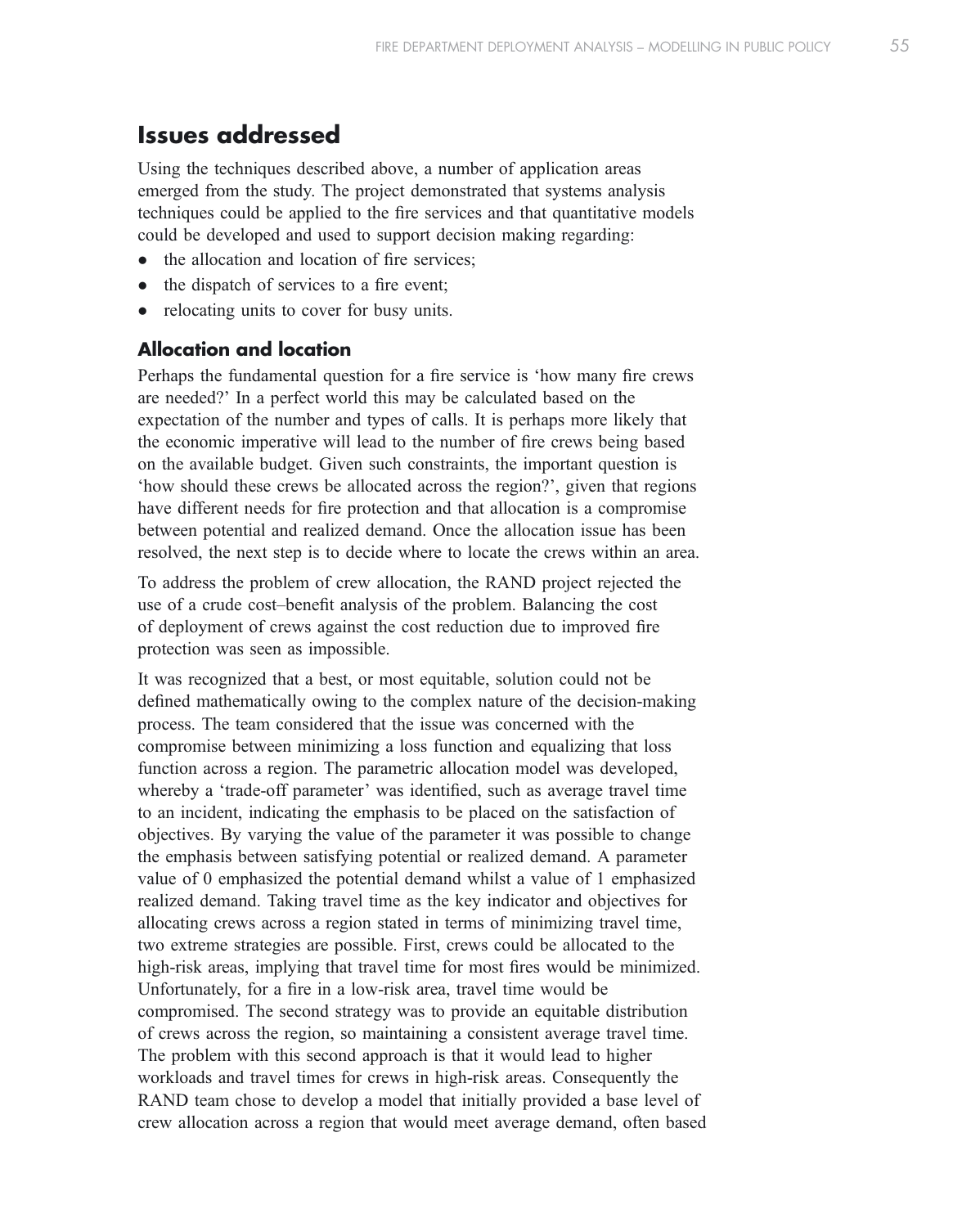## Issues addressed

Using the techniques described above, a number of application areas emerged from the study. The project demonstrated that systems analysis techniques could be applied to the fire services and that quantitative models could be developed and used to support decision making regarding:

- the allocation and location of fire services;
- the dispatch of services to a fire event;
- relocating units to cover for busy units.

### Allocation and location

Perhaps the fundamental question for a fire service is 'how many fire crews are needed?' In a perfect world this may be calculated based on the expectation of the number and types of calls. It is perhaps more likely that the economic imperative will lead to the number of fire crews being based on the available budget. Given such constraints, the important question is 'how should these crews be allocated across the region?', given that regions have different needs for fire protection and that allocation is a compromise between potential and realized demand. Once the allocation issue has been resolved, the next step is to decide where to locate the crews within an area.

To address the problem of crew allocation, the RAND project rejected the use of a crude cost–benefit analysis of the problem. Balancing the cost of deployment of crews against the cost reduction due to improved fire protection was seen as impossible.

It was recognized that a best, or most equitable, solution could not be defined mathematically owing to the complex nature of the decision-making process. The team considered that the issue was concerned with the compromise between minimizing a loss function and equalizing that loss function across a region. The parametric allocation model was developed, whereby a 'trade-off parameter' was identified, such as average travel time to an incident, indicating the emphasis to be placed on the satisfaction of objectives. By varying the value of the parameter it was possible to change the emphasis between satisfying potential or realized demand. A parameter value of 0 emphasized the potential demand whilst a value of 1 emphasized realized demand. Taking travel time as the key indicator and objectives for allocating crews across a region stated in terms of minimizing travel time, two extreme strategies are possible. First, crews could be allocated to the high-risk areas, implying that travel time for most fires would be minimized. Unfortunately, for a fire in a low-risk area, travel time would be compromised. The second strategy was to provide an equitable distribution of crews across the region, so maintaining a consistent average travel time. The problem with this second approach is that it would lead to higher workloads and travel times for crews in high-risk areas. Consequently the RAND team chose to develop a model that initially provided a base level of crew allocation across a region that would meet average demand, often based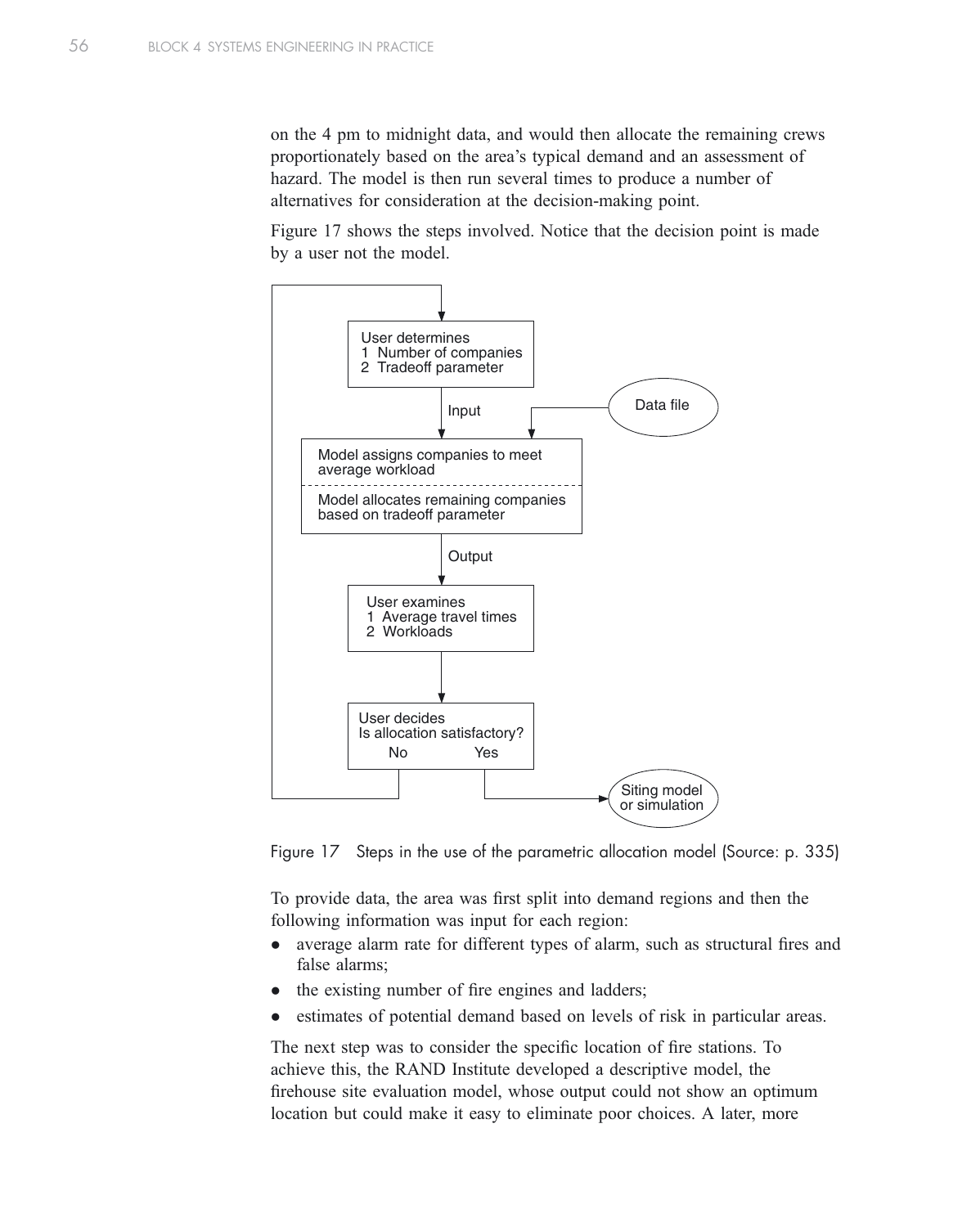on the 4 pm to midnight data, and would then allocate the remaining crews proportionately based on the area's typical demand and an assessment of hazard. The model is then run several times to produce a number of alternatives for consideration at the decision-making point.

Figure 17 shows the steps involved. Notice that the decision point is made by a user not the model.

Figure 17 Steps in the use of the parametric allocation model (Source: p. 335)

To provide data, the area was first split into demand regions and then the following information was input for each region:

- average alarm rate for different types of alarm, such as structural fires and false alarms;
- the existing number of fire engines and ladders;
- estimates of potential demand based on levels of risk in particular areas.

The next step was to consider the specific location of fire stations. To achieve this, the RAND Institute developed a descriptive model, the firehouse site evaluation model, whose output could not show an optimum location but could make it easy to eliminate poor choices. A later, more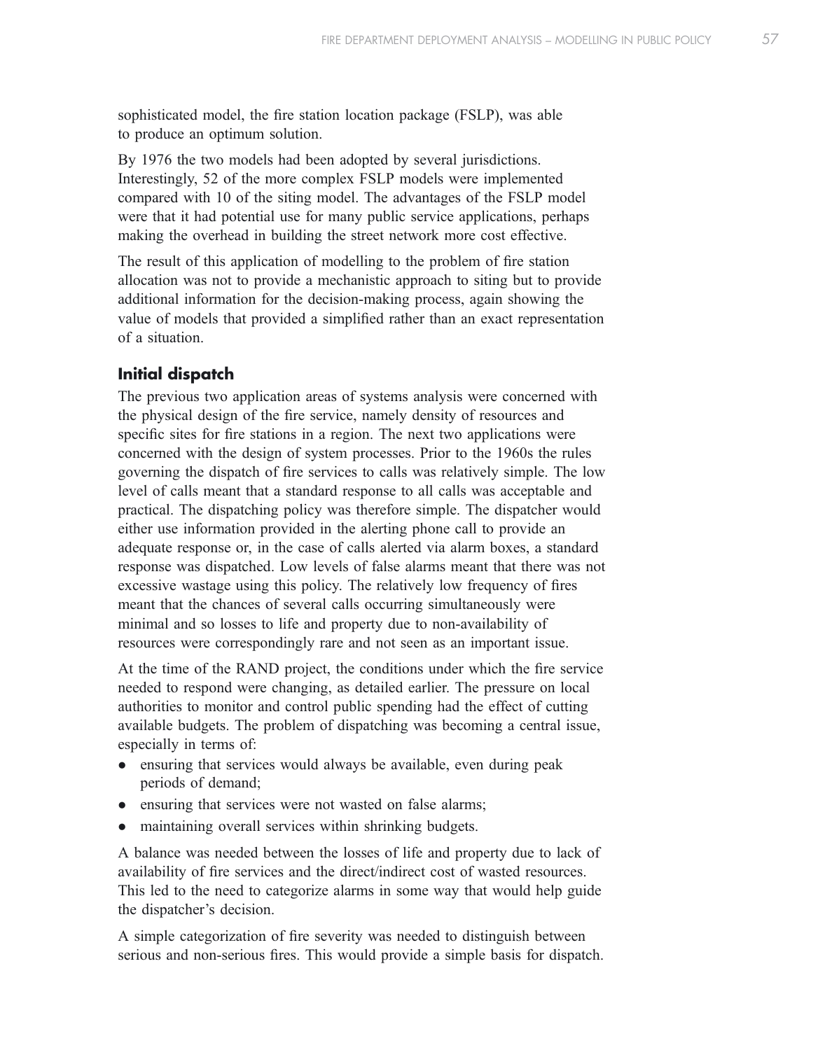sophisticated model, the fire station location package (FSLP), was able to produce an optimum solution.

By 1976 the two models had been adopted by several jurisdictions. Interestingly, 52 of the more complex FSLP models were implemented compared with 10 of the siting model. The advantages of the FSLP model were that it had potential use for many public service applications, perhaps making the overhead in building the street network more cost effective.

The result of this application of modelling to the problem of fire station allocation was not to provide a mechanistic approach to siting but to provide additional information for the decision-making process, again showing the value of models that provided a simplified rather than an exact representation of a situation.

## Initial dispatch

The previous two application areas of systems analysis were concerned with the physical design of the fire service, namely density of resources and specific sites for fire stations in a region. The next two applications were concerned with the design of system processes. Prior to the 1960s the rules governing the dispatch of fire services to calls was relatively simple. The low level of calls meant that a standard response to all calls was acceptable and practical. The dispatching policy was therefore simple. The dispatcher would either use information provided in the alerting phone call to provide an adequate response or, in the case of calls alerted via alarm boxes, a standard response was dispatched. Low levels of false alarms meant that there was not excessive wastage using this policy. The relatively low frequency of fires meant that the chances of several calls occurring simultaneously were minimal and so losses to life and property due to non-availability of resources were correspondingly rare and not seen as an important issue.

At the time of the RAND project, the conditions under which the fire service needed to respond were changing, as detailed earlier. The pressure on local authorities to monitor and control public spending had the effect of cutting available budgets. The problem of dispatching was becoming a central issue, especially in terms of:

- ensuring that services would always be available, even during peak periods of demand;
- ensuring that services were not wasted on false alarms;
- maintaining overall services within shrinking budgets.

A balance was needed between the losses of life and property due to lack of availability of fire services and the direct/indirect cost of wasted resources. This led to the need to categorize alarms in some way that would help guide the dispatcher's decision.

A simple categorization of fire severity was needed to distinguish between serious and non-serious fires. This would provide a simple basis for dispatch.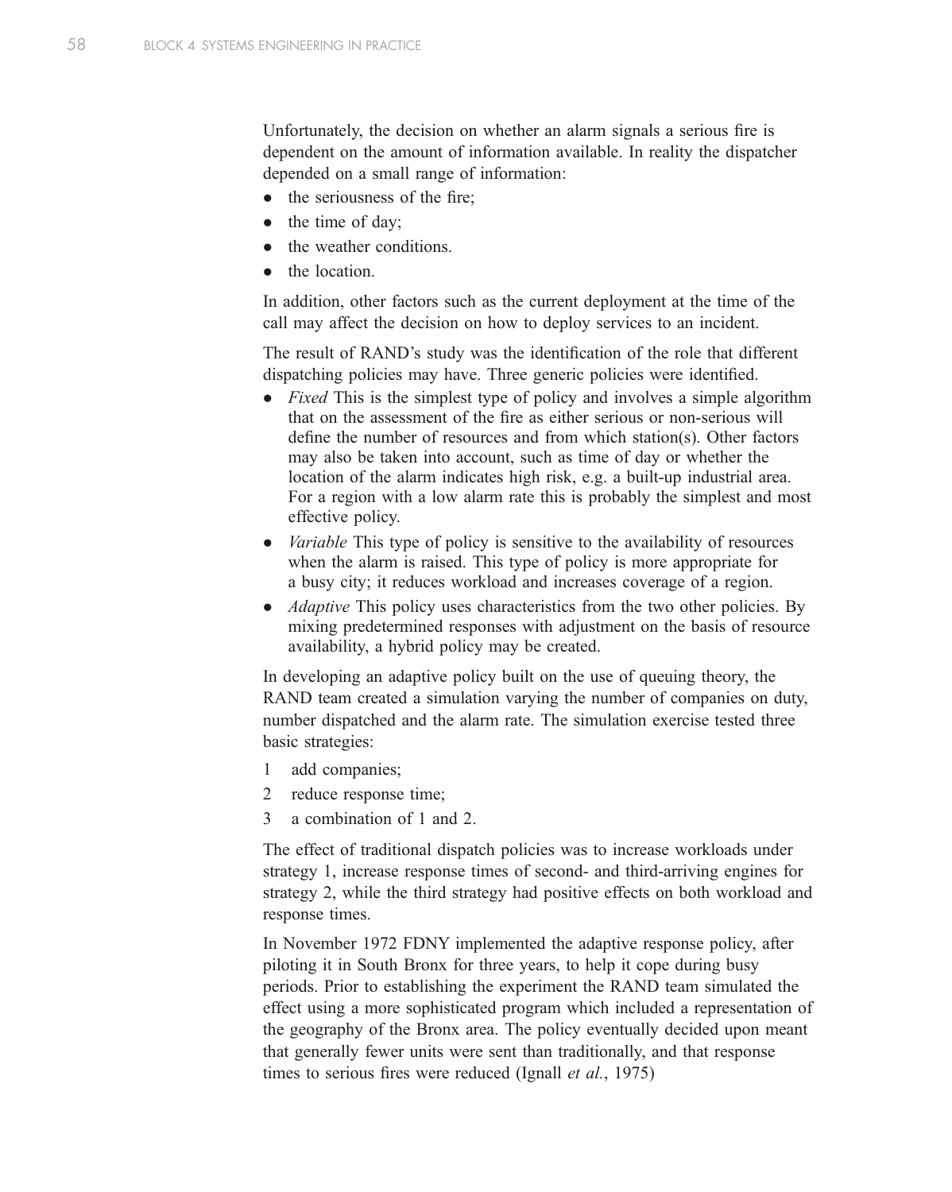Unfortunately, the decision on whether an alarm signals a serious fire is dependent on the amount of information available. In reality the dispatcher depended on a small range of information:

- the seriousness of the fire;
- the time of day;
- the weather conditions.
- the location.

In addition, other factors such as the current deployment at the time of the call may affect the decision on how to deploy services to an incident.

The result of RAND's study was the identification of the role that different dispatching policies may have. Three generic policies were identified.

- *Fixed* This is the simplest type of policy and involves a simple algorithm that on the assessment of the fire as either serious or non-serious will define the number of resources and from which station(s). Other factors may also be taken into account, such as time of day or whether the location of the alarm indicates high risk, e.g. a built-up industrial area. For a region with a low alarm rate this is probably the simplest and most effective policy.
- *Variable* This type of policy is sensitive to the availability of resources when the alarm is raised. This type of policy is more appropriate for a busy city; it reduces workload and increases coverage of a region.
- *Adaptive* This policy uses characteristics from the two other policies. By mixing predetermined responses with adjustment on the basis of resource availability, a hybrid policy may be created.

In developing an adaptive policy built on the use of queuing theory, the RAND team created a simulation varying the number of companies on duty, number dispatched and the alarm rate. The simulation exercise tested three basic strategies:

1. add companies;
2. reduce response time;
3. a combination of 1 and 2.

The effect of traditional dispatch policies was to increase workloads under strategy 1, increase response times of second- and third-arriving engines for strategy 2, while the third strategy had positive effects on both workload and response times.

In November 1972 FDNY implemented the adaptive response policy, after piloting it in South Bronx for three years, to help it cope during busy periods. Prior to establishing the experiment the RAND team simulated the effect using a more sophisticated program which included a representation of the geography of the Bronx area. The policy eventually decided upon meant that generally fewer units were sent than traditionally, and that response times to serious fires were reduced (Ignall *et al.*, 1975)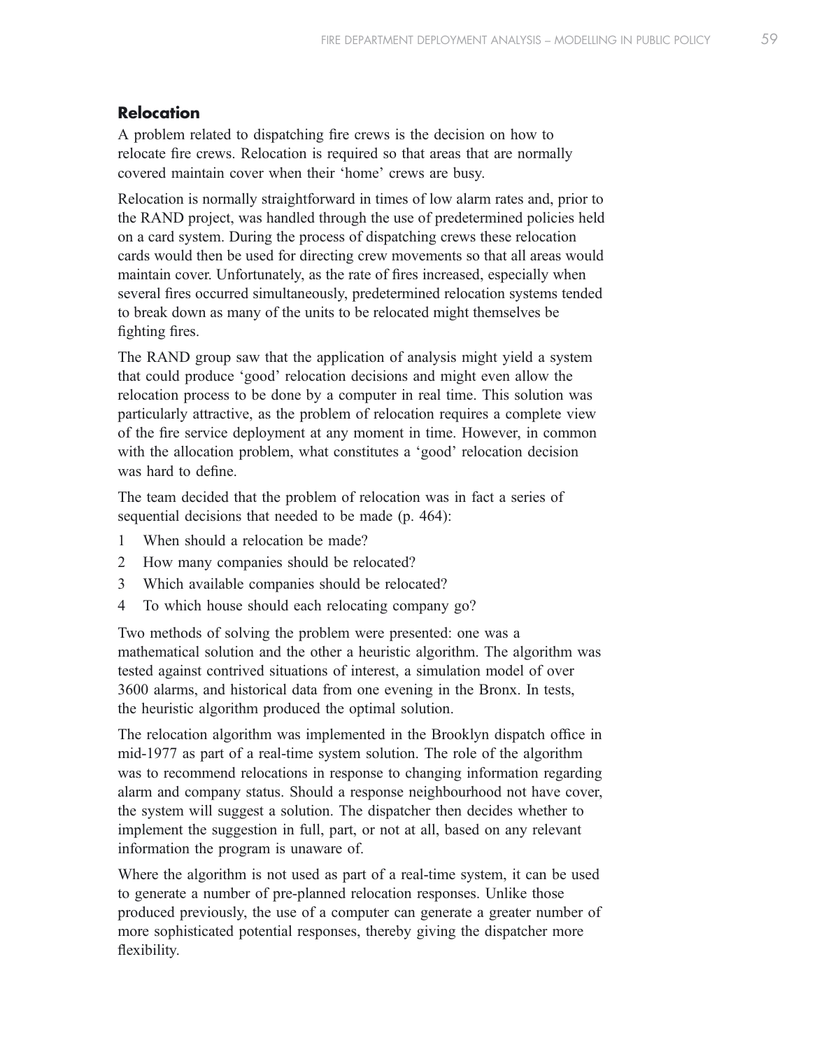## Relocation

A problem related to dispatching fire crews is the decision on how to relocate fire crews. Relocation is required so that areas that are normally covered maintain cover when their 'home' crews are busy.

Relocation is normally straightforward in times of low alarm rates and, prior to the RAND project, was handled through the use of predetermined policies held on a card system. During the process of dispatching crews these relocation cards would then be used for directing crew movements so that all areas would maintain cover. Unfortunately, as the rate of fires increased, especially when several fires occurred simultaneously, predetermined relocation systems tended to break down as many of the units to be relocated might themselves be fighting fires.

The RAND group saw that the application of analysis might yield a system that could produce 'good' relocation decisions and might even allow the relocation process to be done by a computer in real time. This solution was particularly attractive, as the problem of relocation requires a complete view of the fire service deployment at any moment in time. However, in common with the allocation problem, what constitutes a 'good' relocation decision was hard to define.

The team decided that the problem of relocation was in fact a series of sequential decisions that needed to be made (p. 464):

1. When should a relocation be made?
2. How many companies should be relocated?
3. Which available companies should be relocated?
4. To which house should each relocating company go?

Two methods of solving the problem were presented: one was a mathematical solution and the other a heuristic algorithm. The algorithm was tested against contrived situations of interest, a simulation model of over 3600 alarms, and historical data from one evening in the Bronx. In tests, the heuristic algorithm produced the optimal solution.

The relocation algorithm was implemented in the Brooklyn dispatch office in mid-1977 as part of a real-time system solution. The role of the algorithm was to recommend relocations in response to changing information regarding alarm and company status. Should a response neighbourhood not have cover, the system will suggest a solution. The dispatcher then decides whether to implement the suggestion in full, part, or not at all, based on any relevant information the program is unaware of.

Where the algorithm is not used as part of a real-time system, it can be used to generate a number of pre-planned relocation responses. Unlike those produced previously, the use of a computer can generate a greater number of more sophisticated potential responses, thereby giving the dispatcher more flexibility.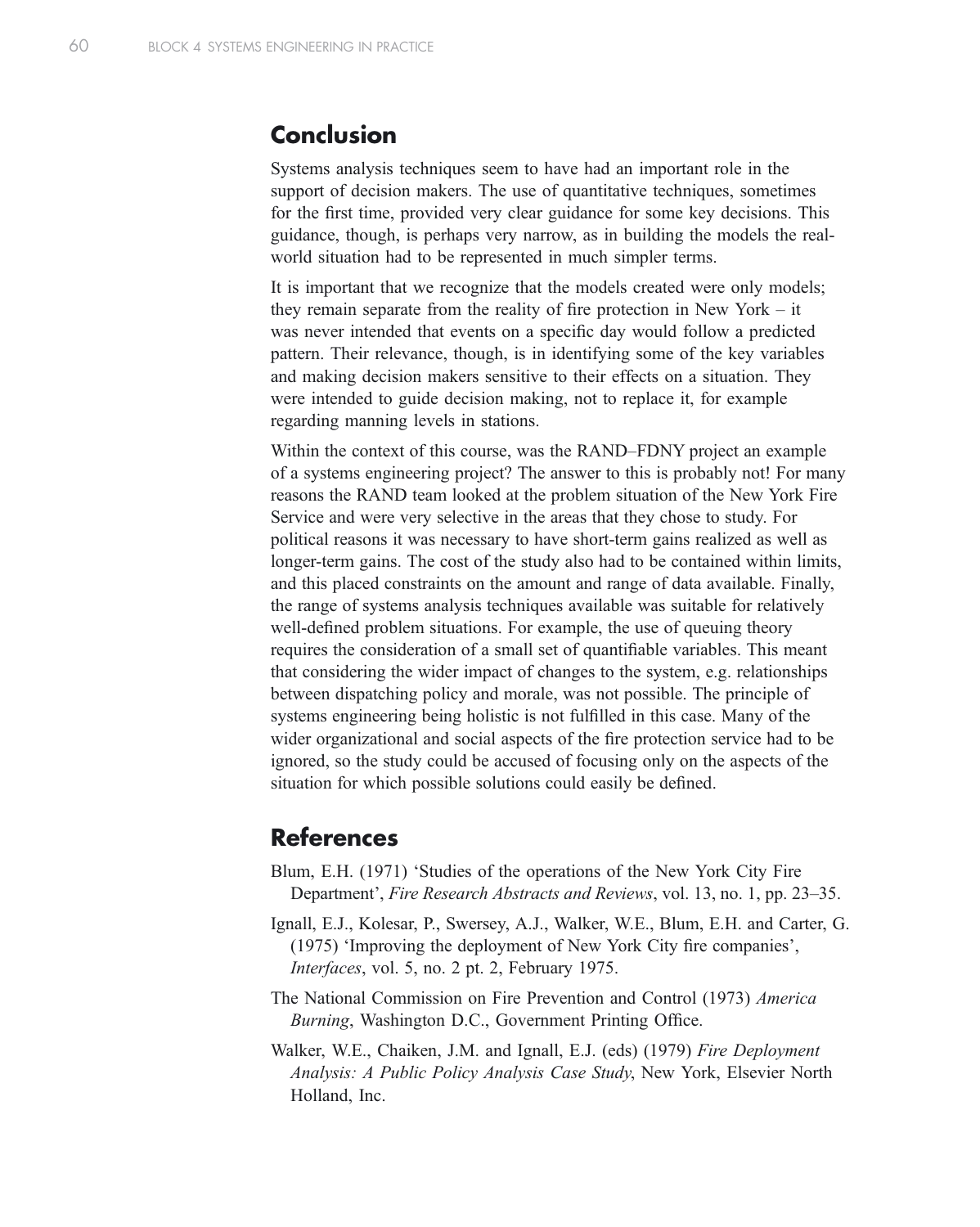## Conclusion

Systems analysis techniques seem to have had an important role in the support of decision makers. The use of quantitative techniques, sometimes for the first time, provided very clear guidance for some key decisions. This guidance, though, is perhaps very narrow, as in building the models the real-world situation had to be represented in much simpler terms.

It is important that we recognize that the models created were only models; they remain separate from the reality of fire protection in New York – it was never intended that events on a specific day would follow a predicted pattern. Their relevance, though, is in identifying some of the key variables and making decision makers sensitive to their effects on a situation. They were intended to guide decision making, not to replace it, for example regarding manning levels in stations.

Within the context of this course, was the RAND–FDNY project an example of a systems engineering project? The answer to this is probably not! For many reasons the RAND team looked at the problem situation of the New York Fire Service and were very selective in the areas that they chose to study. For political reasons it was necessary to have short-term gains realized as well as longer-term gains. The cost of the study also had to be contained within limits, and this placed constraints on the amount and range of data available. Finally, the range of systems analysis techniques available was suitable for relatively well-defined problem situations. For example, the use of queuing theory requires the consideration of a small set of quantifiable variables. This meant that considering the wider impact of changes to the system, e.g. relationships between dispatching policy and morale, was not possible. The principle of systems engineering being holistic is not fulfilled in this case. Many of the wider organizational and social aspects of the fire protection service had to be ignored, so the study could be accused of focusing only on the aspects of the situation for which possible solutions could easily be defined.

## References

Blum, E.H. (1971) 'Studies of the operations of the New York City Fire Department', *Fire Research Abstracts and Reviews*, vol. 13, no. 1, pp. 23–35.

Ignall, E.J., Kolesar, P., Swersey, A.J., Walker, W.E., Blum, E.H. and Carter, G. (1975) 'Improving the deployment of New York City fire companies', *Interfaces*, vol. 5, no. 2 pt. 2, February 1975.

The National Commission on Fire Prevention and Control (1973) *America Burning*, Washington D.C., Government Printing Office.

Walker, W.E., Chaiken, J.M. and Ignall, E.J. (eds) (1979) *Fire Deployment Analysis: A Public Policy Analysis Case Study*, New York, Elsevier North Holland, Inc.